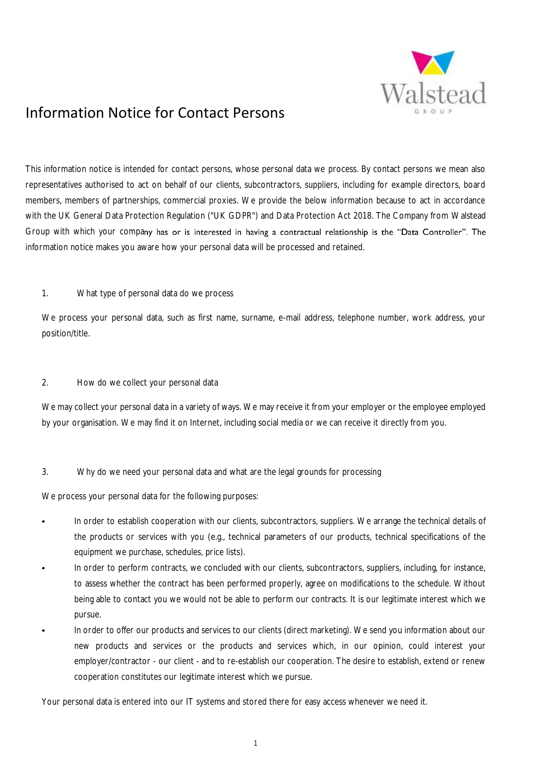# Information Notice for Contact Persons

This information notice is intended for contact persons, whose personal data we process. By contact persons we mean also representatives authorised to act on behalf of our clients, subcontractors, suppliers, including for example directors, board members, members of partnerships, commercial proxies. We provide the below information because to act in accordance with the UK General Data Protection Regulation ("UK GDPR") and Data Protection Act 2018. The Company from Walstead Group with which your company has or is interested in having a contractual relationship is the "Data Controller". The information notice makes you aware how your personal data will be processed and retained.

## 1. What type of personal data do we process

We process your personal data, such as first name, surname, e-mail address, telephone number, work address, your position/title.

## 2. How do we collect your personal data

We may collect your personal data in a variety of ways. We may receive it from your employer or the employee employed by your organisation. We may find it on Internet, including social media or we can receive it directly from you.

## 3. Why do we need your personal data and what are the legal grounds for processing

We process your personal data for the following purposes:

- In order to establish cooperation with our clients, subcontractors, suppliers. We arrange the technical details of the products or services with you (e.g., technical parameters of our products, technical specifications of the equipment we purchase, schedules, price lists).
- In order to perform contracts, we concluded with our clients, subcontractors, suppliers, including, for instance, to assess whether the contract has been performed properly, agree on modifications to the schedule. Without being able to contact you we would not be able to perform our contracts. It is our legitimate interest which we pursue.
- In order to offer our products and services to our clients (direct marketing). We send you information about our new products and services or the products and services which, in our opinion, could interest your employer/contractor - our client - and to re-establish our cooperation. The desire to establish, extend or renew cooperation constitutes our legitimate interest which we pursue.

Your personal data is entered into our IT systems and stored there for easy access whenever we need it.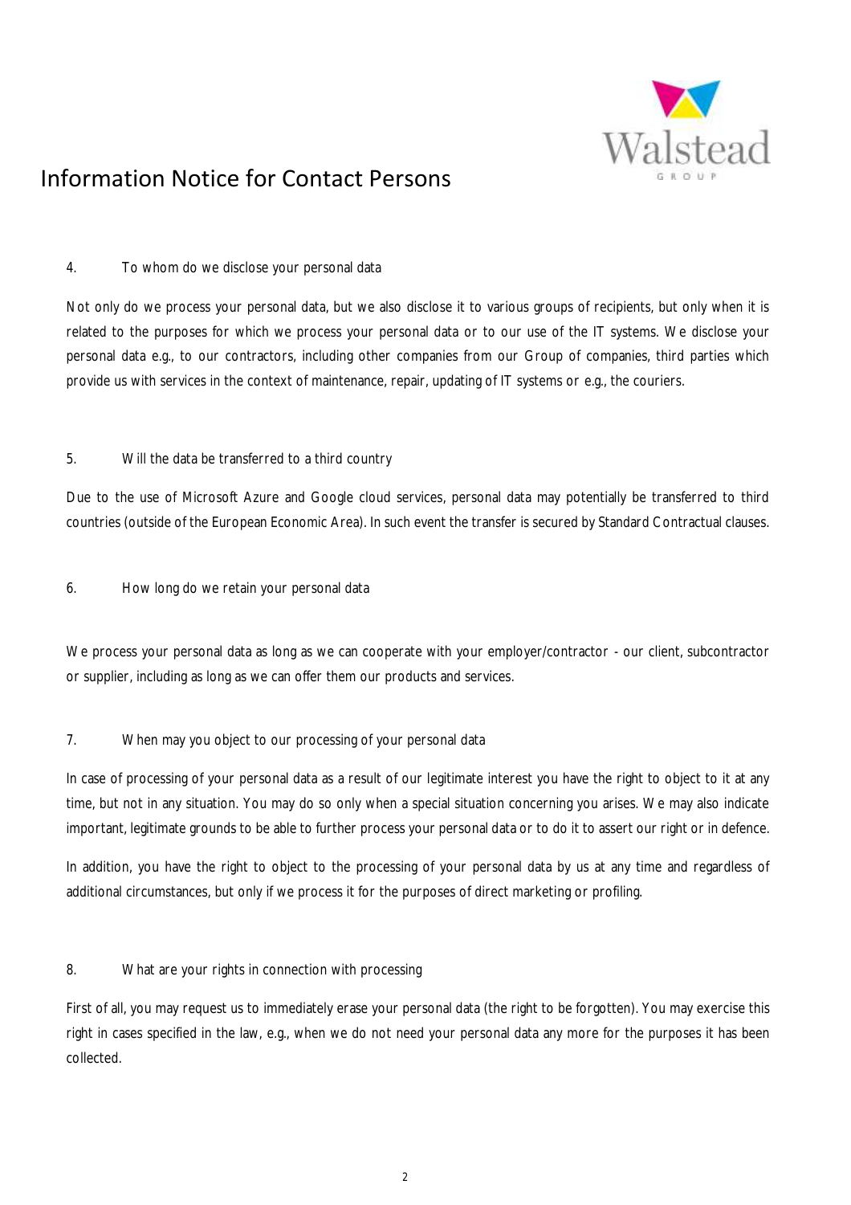4. To whom do we disclose your personal data

Not only do we process your personal data, but we also disclose it to various groups of recipients, but only when it is related to the purposes for which we process your personal data or to our use of the IT systems. We disclose your personal data e.g., to our contractors, including other companies from our Group of companies, third parties which provide us with services in the context of maintenance, repair, updating of IT systems or e.g., the couriers.

5. Will the data be transferred to a third country

Due to the use of Microsoft Azure and Google cloud services, personal data may potentially be transferred to third countries (outside of the European Economic Area). In such event the transfer is secured by Standard Contractual clauses.

6. How long do we retain your personal data

We process your personal data as long as we can cooperate with your employer/contractor - our client, subcontractor or supplier, including as long as we can offer them our products and services.

7. When may you object to our processing of your personal data

In case of processing of your personal data as a result of our legitimate interest you have the right to object to it at any time, but not in any situation. You may do so only when a special situation concerning you arises. We may also indicate important, legitimate grounds to be able to further process your personal data or to do it to assert our right or in defence.

In addition, you have the right to object to the processing of your personal data by us at any time and regardless of additional circumstances, but only if we process it for the purposes of direct marketing or profiling.

8. What are your rights in connection with processing

First of all, you may request us to immediately erase your personal data (the right to be forgotten). You may exercise this right in cases specified in the law, e.g., when we do not need your personal data any more for the purposes it has been collected.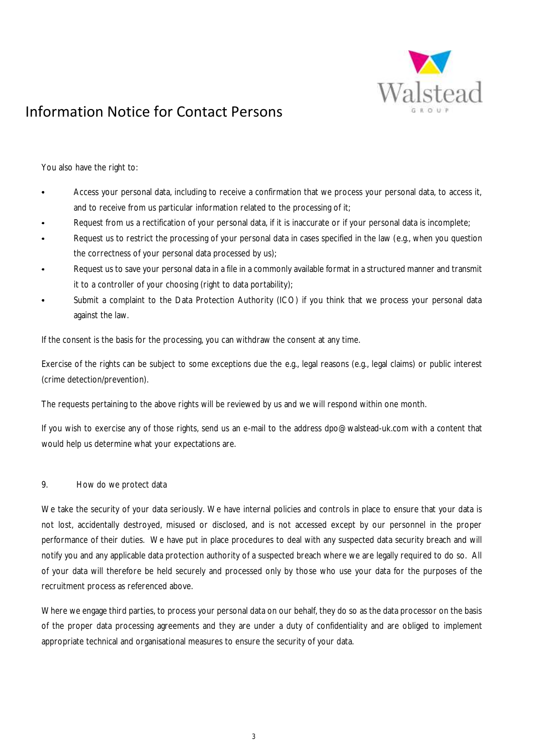You also have the right to:

- Access your personal data, including to receive a confirmation that we process your personal data, to access it, and to receive from us particular information related to the processing of it;
- Request from us a rectification of your personal data, if it is inaccurate or if your personal data is incomplete;
- Request us to restrict the processing of your personal data in cases specified in the law (e.g., when you question the correctness of your personal data processed by us);
- Request us to save your personal data in a file in a commonly available format in a structured manner and transmit it to a controller of your choosing (right to data portability);
- Submit a complaint to the Data Protection Authority (ICO) if you think that we process your personal data against the law.

If the consent is the basis for the processing, you can withdraw the consent at any time.

Exercise of the rights can be subject to some exceptions due the e.g., legal reasons (e.g., legal claims) or public interest (crime detection/prevention).

The requests pertaining to the above rights will be reviewed by us and we will respond within one month.

If you wish to exercise any of those rights, send us an e-mail to the address dpo@walstead-uk.com with a content that would help us determine what your expectations are.

## 9. How do we protect data

We take the security of your data seriously. We have internal policies and controls in place to ensure that your data is not lost, accidentally destroyed, misused or disclosed, and is not accessed except by our personnel in the proper performance of their duties. We have put in place procedures to deal with any suspected data security breach and will notify you and any applicable data protection authority of a suspected breach where we are legally required to do so. All of your data will therefore be held securely and processed only by those who use your data for the purposes of the recruitment process as referenced above.

Where we engage third parties, to process your personal data on our behalf, they do so as the data processor on the basis of the proper data processing agreements and they are under a duty of confidentiality and are obliged to implement appropriate technical and organisational measures to ensure the security of your data.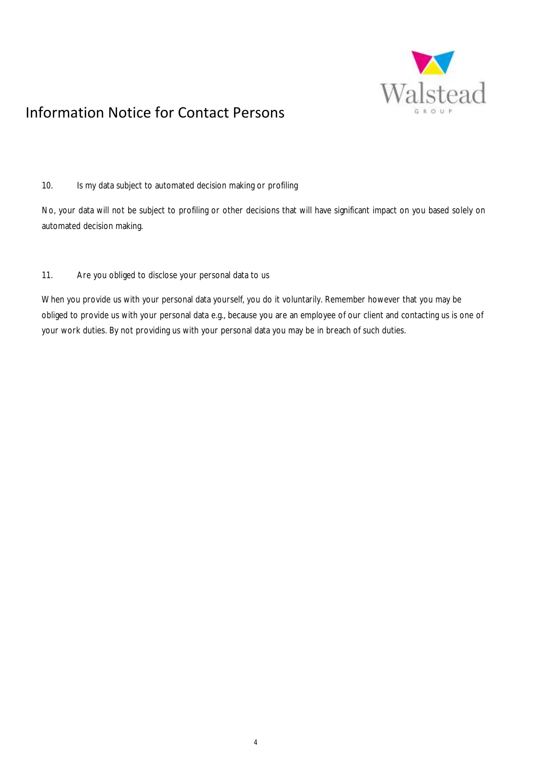# Information Notice for Contact Persons

## 10. Is my data subject to automated decision making or profiling

No, your data will not be subject to profiling or other decisions that will have significant impact on you based solely on automated decision making.

## 11. Are you obliged to disclose your personal data to us

When you provide us with your personal data yourself, you do it voluntarily. Remember however that you may be obliged to provide us with your personal data e.g., because you are an employee of our client and contacting us is one of your work duties. By not providing us with your personal data you may be in breach of such duties.